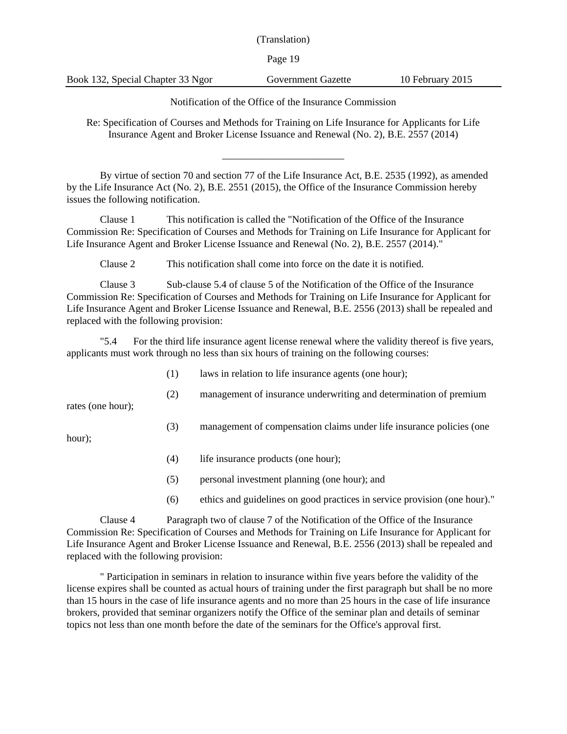(Translation)

Notification of the Office of the Insurance Commission

Re: Specification of Courses and Methods for Training on Life Insurance for Applicants for Life Insurance Agent and Broker License Issuance and Renewal (No. 2), B.E. 2557 (2014)

---

By virtue of section 70 and section 77 of the Life Insurance Act, B.E. 2535 (1992), as amended by the Life Insurance Act (No. 2), B.E. 2551 (2015), the Office of the Insurance Commission hereby issues the following notification.

Clause 1 This notification is called the "Notification of the Office of the Insurance Commission Re: Specification of Courses and Methods for Training on Life Insurance for Applicant for Life Insurance Agent and Broker License Issuance and Renewal (No. 2), B.E. 2557 (2014)."

Clause 2 This notification shall come into force on the date it is notified.

Clause 3 Sub-clause 5.4 of clause 5 of the Notification of the Office of the Insurance Commission Re: Specification of Courses and Methods for Training on Life Insurance for Applicant for Life Insurance Agent and Broker License Issuance and Renewal, B.E. 2556 (2013) shall be repealed and replaced with the following provision:

"5.4 For the third life insurance agent license renewal where the validity thereof is five years, applicants must work through no less than six hours of training on the following courses:

(1) laws in relation to life insurance agents (one hour);

(2) management of insurance underwriting and determination of premium rates (one hour);

(3) management of compensation claims under life insurance policies (one hour);

(4) life insurance products (one hour);

(5) personal investment planning (one hour); and

(6) ethics and guidelines on good practices in service provision (one hour)."

Clause 4 Paragraph two of clause 7 of the Notification of the Office of the Insurance Commission Re: Specification of Courses and Methods for Training on Life Insurance for Applicant for Life Insurance Agent and Broker License Issuance and Renewal, B.E. 2556 (2013) shall be repealed and replaced with the following provision:

" Participation in seminars in relation to insurance within five years before the validity of the license expires shall be counted as actual hours of training under the first paragraph but shall be no more than 15 hours in the case of life insurance agents and no more than 25 hours in the case of life insurance brokers, provided that seminar organizers notify the Office of the seminar plan and details of seminar topics not less than one month before the date of the seminars for the Office's approval first.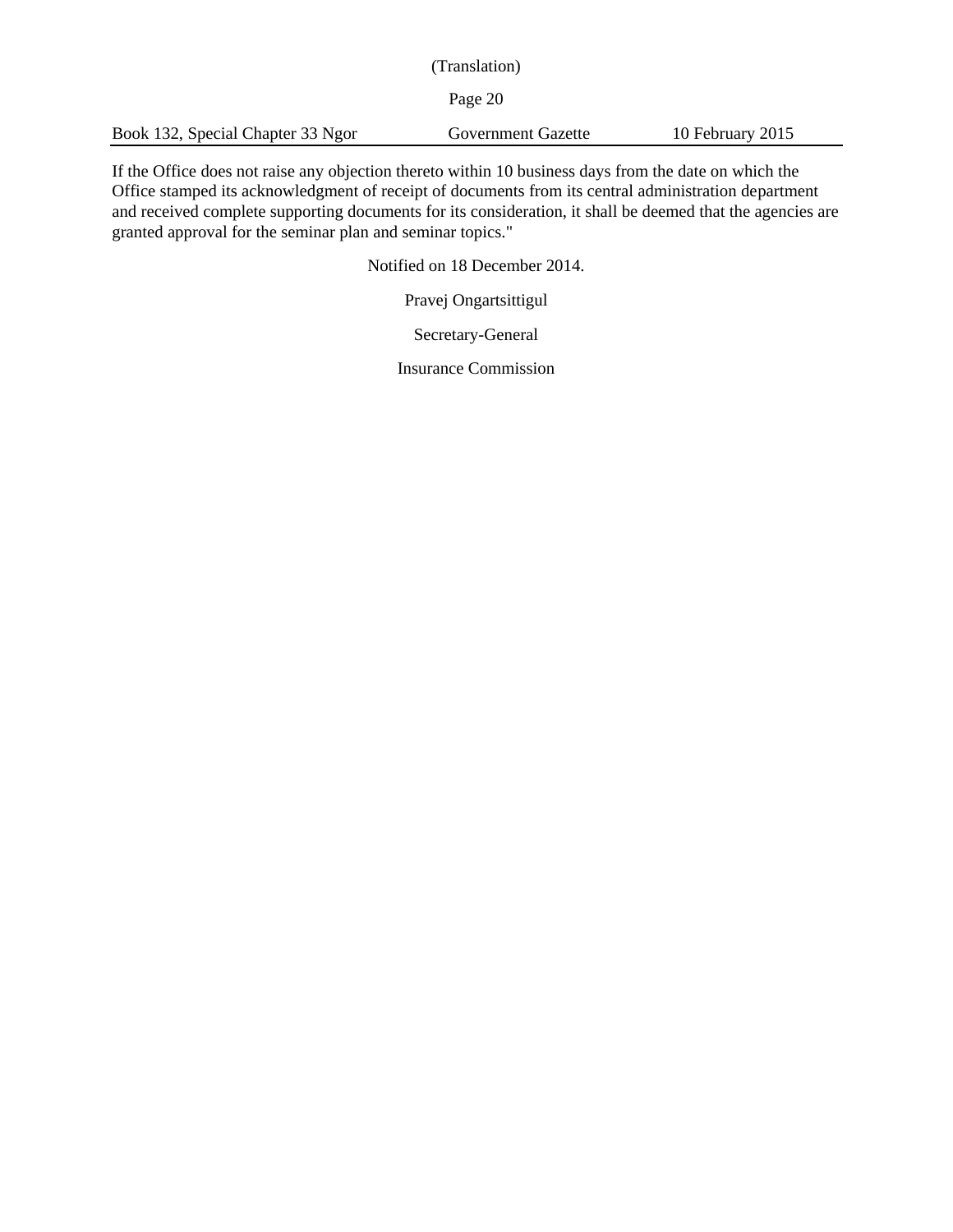If the Office does not raise any objection thereto within 10 business days from the date on which the Office stamped its acknowledgment of receipt of documents from its central administration department and received complete supporting documents for its consideration, it shall be deemed that the agencies are granted approval for the seminar plan and seminar topics."

Notified on 18 December 2014.

Pravej Ongartsittigul

Secretary-General

Insurance Commission